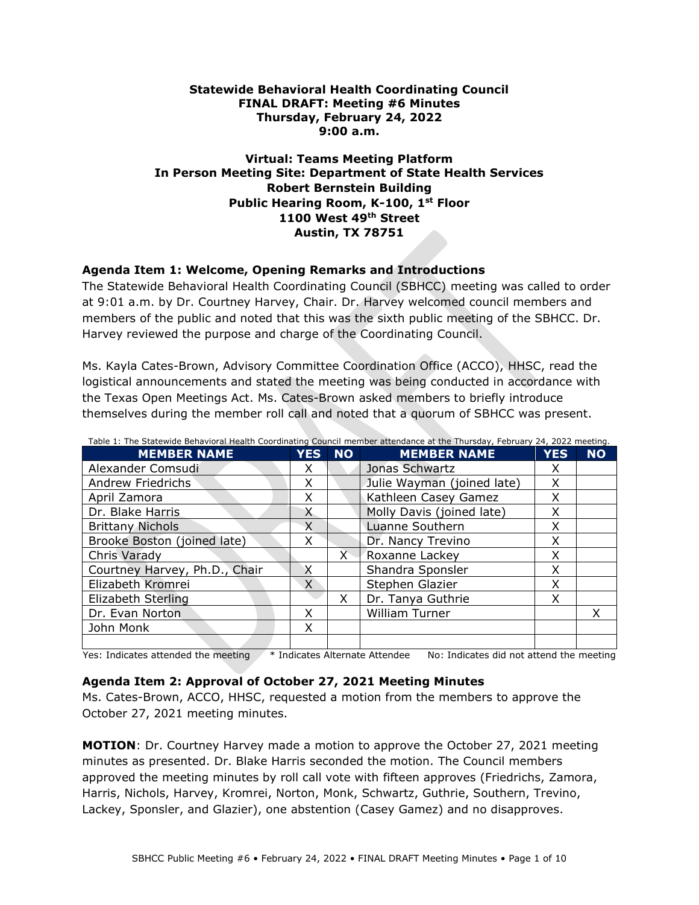**Statewide Behavioral Health Coordinating Council**
**FINAL DRAFT: Meeting #6 Minutes**
**Thursday, February 24, 2022**
**9:00 a.m.**

**Virtual: Teams Meeting Platform**
**In Person Meeting Site: Department of State Health Services**
**Robert Bernstein Building**
**Public Hearing Room, K-100, 1st Floor**
**1100 West 49th Street**
**Austin, TX 78751**

### Agenda Item 1: Welcome, Opening Remarks and Introductions

The Statewide Behavioral Health Coordinating Council (SBHCC) meeting was called to order at 9:01 a.m. by Dr. Courtney Harvey, Chair. Dr. Harvey welcomed council members and members of the public and noted that this was the sixth public meeting of the SBHCC. Dr. Harvey reviewed the purpose and charge of the Coordinating Council.

Ms. Kayla Cates-Brown, Advisory Committee Coordination Office (ACCO), HHSC, read the logistical announcements and stated the meeting was being conducted in accordance with the Texas Open Meetings Act. Ms. Cates-Brown asked members to briefly introduce themselves during the member roll call and noted that a quorum of SBHCC was present.

Table 1: The Statewide Behavioral Health Coordinating Council member attendance at the Thursday, February 24, 2022 meeting.

| MEMBER NAME | YES | NO | MEMBER NAME | YES | NO |
|---|---|---|---|---|---|
| Alexander Comsudi | X | | Jonas Schwartz | X | |
| Andrew Friedrichs | X | | Julie Wayman (joined late) | X | |
| April Zamora | X | | Kathleen Casey Gamez | X | |
| Dr. Blake Harris | X | | Molly Davis (joined late) | X | |
| Brittany Nichols | X | | Luanne Southern | X | |
| Brooke Boston (joined late) | X | | Dr. Nancy Trevino | X | |
| Chris Varady | | X | Roxanne Lackey | X | |
| Courtney Harvey, Ph.D., Chair | X | | Shandra Sponsler | X | |
| Elizabeth Kromrei | X | | Stephen Glazier | X | |
| Elizabeth Sterling | | X | Dr. Tanya Guthrie | X | |
| Dr. Evan Norton | X | | William Turner | | X |
| John Monk | X | | | | |
| | | | | | |

Yes: Indicates attended the meeting * Indicates Alternate Attendee No: Indicates did not attend the meeting

### Agenda Item 2: Approval of October 27, 2021 Meeting Minutes

Ms. Cates-Brown, ACCO, HHSC, requested a motion from the members to approve the October 27, 2021 meeting minutes.

**MOTION**: Dr. Courtney Harvey made a motion to approve the October 27, 2021 meeting minutes as presented. Dr. Blake Harris seconded the motion. The Council members approved the meeting minutes by roll call vote with fifteen approves (Friedrichs, Zamora, Harris, Nichols, Harvey, Kromrei, Norton, Monk, Schwartz, Guthrie, Southern, Trevino, Lackey, Sponsler, and Glazier), one abstention (Casey Gamez) and no disapproves.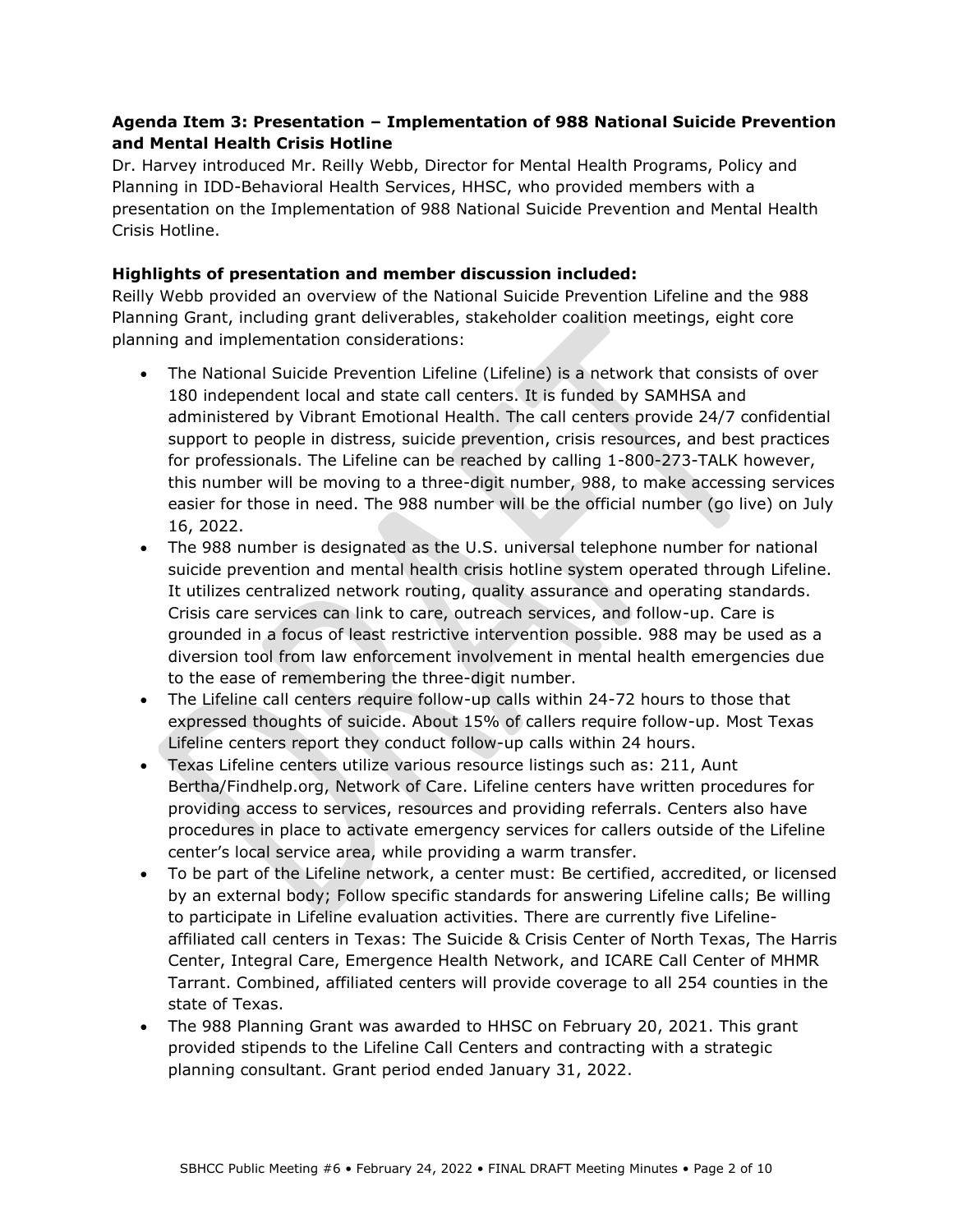**Agenda Item 3: Presentation – Implementation of 988 National Suicide Prevention and Mental Health Crisis Hotline**

Dr. Harvey introduced Mr. Reilly Webb, Director for Mental Health Programs, Policy and Planning in IDD-Behavioral Health Services, HHSC, who provided members with a presentation on the Implementation of 988 National Suicide Prevention and Mental Health Crisis Hotline.

**Highlights of presentation and member discussion included:**

Reilly Webb provided an overview of the National Suicide Prevention Lifeline and the 988 Planning Grant, including grant deliverables, stakeholder coalition meetings, eight core planning and implementation considerations:

- The National Suicide Prevention Lifeline (Lifeline) is a network that consists of over 180 independent local and state call centers. It is funded by SAMHSA and administered by Vibrant Emotional Health. The call centers provide 24/7 confidential support to people in distress, suicide prevention, crisis resources, and best practices for professionals. The Lifeline can be reached by calling 1-800-273-TALK however, this number will be moving to a three-digit number, 988, to make accessing services easier for those in need. The 988 number will be the official number (go live) on July 16, 2022.
- The 988 number is designated as the U.S. universal telephone number for national suicide prevention and mental health crisis hotline system operated through Lifeline. It utilizes centralized network routing, quality assurance and operating standards. Crisis care services can link to care, outreach services, and follow-up. Care is grounded in a focus of least restrictive intervention possible. 988 may be used as a diversion tool from law enforcement involvement in mental health emergencies due to the ease of remembering the three-digit number.
- The Lifeline call centers require follow-up calls within 24-72 hours to those that expressed thoughts of suicide. About 15% of callers require follow-up. Most Texas Lifeline centers report they conduct follow-up calls within 24 hours.
- Texas Lifeline centers utilize various resource listings such as: 211, Aunt Bertha/Findhelp.org, Network of Care. Lifeline centers have written procedures for providing access to services, resources and providing referrals. Centers also have procedures in place to activate emergency services for callers outside of the Lifeline center's local service area, while providing a warm transfer.
- To be part of the Lifeline network, a center must: Be certified, accredited, or licensed by an external body; Follow specific standards for answering Lifeline calls; Be willing to participate in Lifeline evaluation activities. There are currently five Lifeline-affiliated call centers in Texas: The Suicide & Crisis Center of North Texas, The Harris Center, Integral Care, Emergence Health Network, and ICARE Call Center of MHMR Tarrant. Combined, affiliated centers will provide coverage to all 254 counties in the state of Texas.
- The 988 Planning Grant was awarded to HHSC on February 20, 2021. This grant provided stipends to the Lifeline Call Centers and contracting with a strategic planning consultant. Grant period ended January 31, 2022.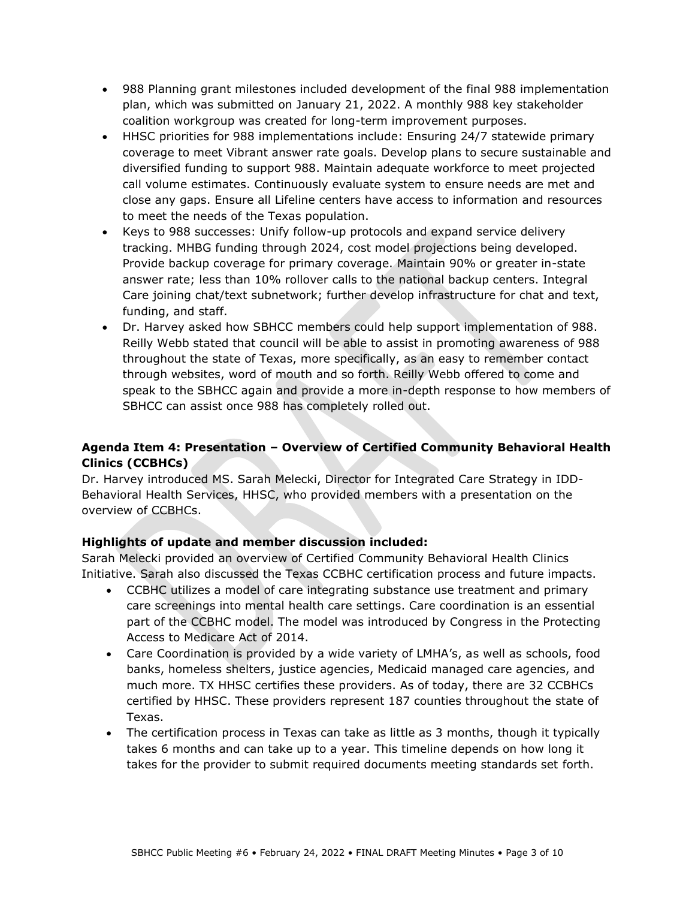- 988 Planning grant milestones included development of the final 988 implementation plan, which was submitted on January 21, 2022. A monthly 988 key stakeholder coalition workgroup was created for long-term improvement purposes.
- HHSC priorities for 988 implementations include: Ensuring 24/7 statewide primary coverage to meet Vibrant answer rate goals. Develop plans to secure sustainable and diversified funding to support 988. Maintain adequate workforce to meet projected call volume estimates. Continuously evaluate system to ensure needs are met and close any gaps. Ensure all Lifeline centers have access to information and resources to meet the needs of the Texas population.
- Keys to 988 successes: Unify follow-up protocols and expand service delivery tracking. MHBG funding through 2024, cost model projections being developed. Provide backup coverage for primary coverage. Maintain 90% or greater in-state answer rate; less than 10% rollover calls to the national backup centers. Integral Care joining chat/text subnetwork; further develop infrastructure for chat and text, funding, and staff.
- Dr. Harvey asked how SBHCC members could help support implementation of 988. Reilly Webb stated that council will be able to assist in promoting awareness of 988 throughout the state of Texas, more specifically, as an easy to remember contact through websites, word of mouth and so forth. Reilly Webb offered to come and speak to the SBHCC again and provide a more in-depth response to how members of SBHCC can assist once 988 has completely rolled out.

### Agenda Item 4: Presentation – Overview of Certified Community Behavioral Health Clinics (CCBHCs)

Dr. Harvey introduced MS. Sarah Melecki, Director for Integrated Care Strategy in IDD-Behavioral Health Services, HHSC, who provided members with a presentation on the overview of CCBHCs.

### Highlights of update and member discussion included:

Sarah Melecki provided an overview of Certified Community Behavioral Health Clinics Initiative. Sarah also discussed the Texas CCBHC certification process and future impacts.

- CCBHC utilizes a model of care integrating substance use treatment and primary care screenings into mental health care settings. Care coordination is an essential part of the CCBHC model. The model was introduced by Congress in the Protecting Access to Medicare Act of 2014.
- Care Coordination is provided by a wide variety of LMHA's, as well as schools, food banks, homeless shelters, justice agencies, Medicaid managed care agencies, and much more. TX HHSC certifies these providers. As of today, there are 32 CCBHCs certified by HHSC. These providers represent 187 counties throughout the state of Texas.
- The certification process in Texas can take as little as 3 months, though it typically takes 6 months and can take up to a year. This timeline depends on how long it takes for the provider to submit required documents meeting standards set forth.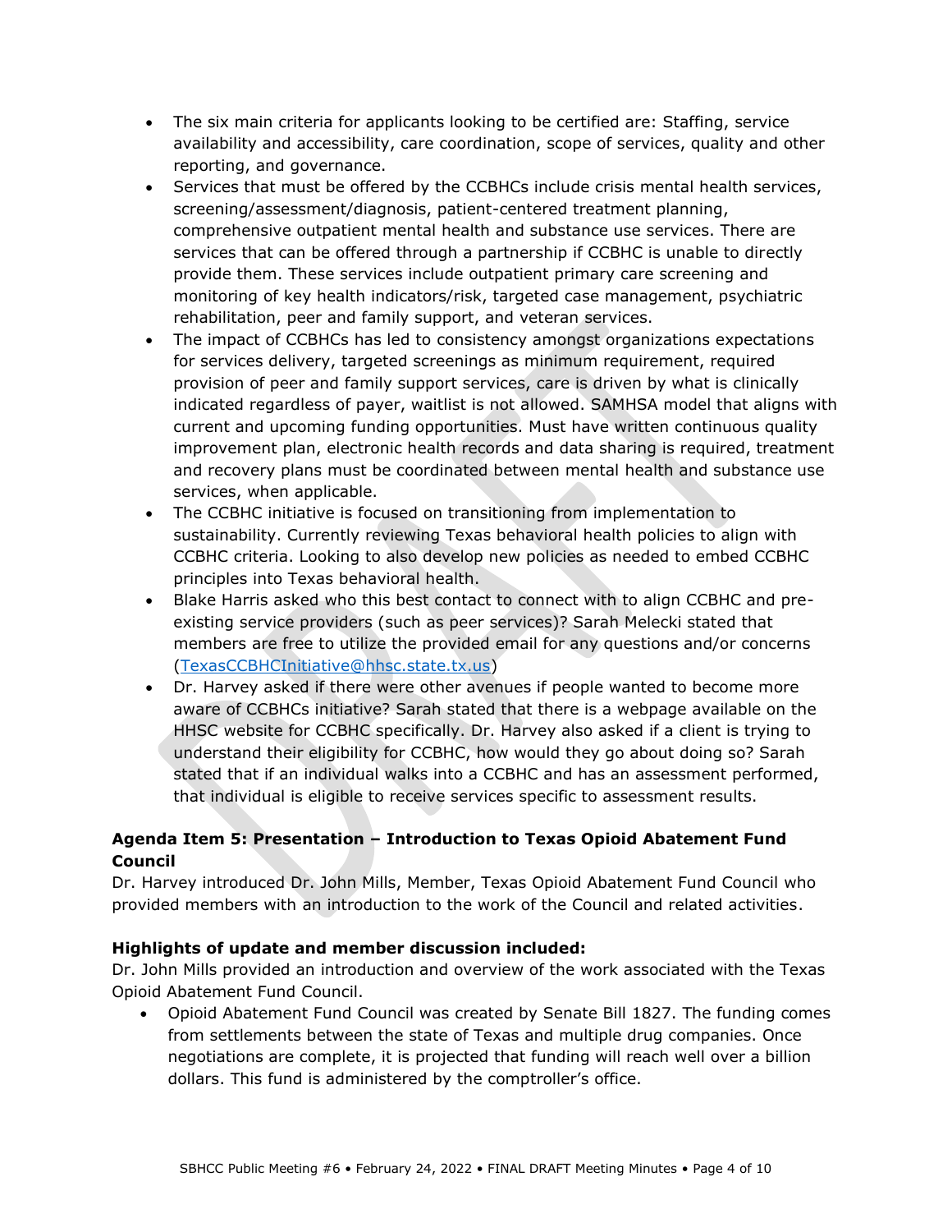- The six main criteria for applicants looking to be certified are: Staffing, service availability and accessibility, care coordination, scope of services, quality and other reporting, and governance.
- Services that must be offered by the CCBHCs include crisis mental health services, screening/assessment/diagnosis, patient-centered treatment planning, comprehensive outpatient mental health and substance use services. There are services that can be offered through a partnership if CCBHC is unable to directly provide them. These services include outpatient primary care screening and monitoring of key health indicators/risk, targeted case management, psychiatric rehabilitation, peer and family support, and veteran services.
- The impact of CCBHCs has led to consistency amongst organizations expectations for services delivery, targeted screenings as minimum requirement, required provision of peer and family support services, care is driven by what is clinically indicated regardless of payer, waitlist is not allowed. SAMHSA model that aligns with current and upcoming funding opportunities. Must have written continuous quality improvement plan, electronic health records and data sharing is required, treatment and recovery plans must be coordinated between mental health and substance use services, when applicable.
- The CCBHC initiative is focused on transitioning from implementation to sustainability. Currently reviewing Texas behavioral health policies to align with CCBHC criteria. Looking to also develop new policies as needed to embed CCBHC principles into Texas behavioral health.
- Blake Harris asked who this best contact to connect with to align CCBHC and pre-existing service providers (such as peer services)? Sarah Melecki stated that members are free to utilize the provided email for any questions and/or concerns (TexasCCBHCInitiative@hhsc.state.tx.us)
- Dr. Harvey asked if there were other avenues if people wanted to become more aware of CCBHCs initiative? Sarah stated that there is a webpage available on the HHSC website for CCBHC specifically. Dr. Harvey also asked if a client is trying to understand their eligibility for CCBHC, how would they go about doing so? Sarah stated that if an individual walks into a CCBHC and has an assessment performed, that individual is eligible to receive services specific to assessment results.

**Agenda Item 5: Presentation – Introduction to Texas Opioid Abatement Fund Council**

Dr. Harvey introduced Dr. John Mills, Member, Texas Opioid Abatement Fund Council who provided members with an introduction to the work of the Council and related activities.

**Highlights of update and member discussion included:**

Dr. John Mills provided an introduction and overview of the work associated with the Texas Opioid Abatement Fund Council.

- Opioid Abatement Fund Council was created by Senate Bill 1827. The funding comes from settlements between the state of Texas and multiple drug companies. Once negotiations are complete, it is projected that funding will reach well over a billion dollars. This fund is administered by the comptroller's office.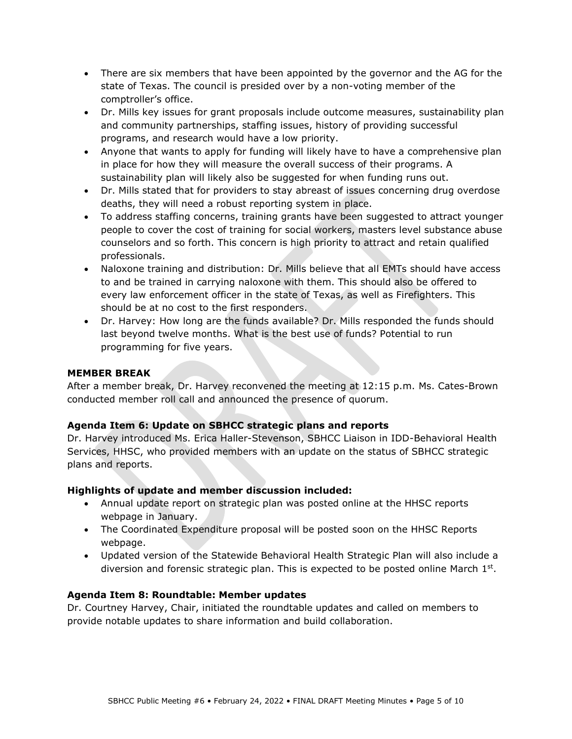- There are six members that have been appointed by the governor and the AG for the state of Texas. The council is presided over by a non-voting member of the comptroller's office.
- Dr. Mills key issues for grant proposals include outcome measures, sustainability plan and community partnerships, staffing issues, history of providing successful programs, and research would have a low priority.
- Anyone that wants to apply for funding will likely have to have a comprehensive plan in place for how they will measure the overall success of their programs. A sustainability plan will likely also be suggested for when funding runs out.
- Dr. Mills stated that for providers to stay abreast of issues concerning drug overdose deaths, they will need a robust reporting system in place.
- To address staffing concerns, training grants have been suggested to attract younger people to cover the cost of training for social workers, masters level substance abuse counselors and so forth. This concern is high priority to attract and retain qualified professionals.
- Naloxone training and distribution: Dr. Mills believe that all EMTs should have access to and be trained in carrying naloxone with them. This should also be offered to every law enforcement officer in the state of Texas, as well as Firefighters. This should be at no cost to the first responders.
- Dr. Harvey: How long are the funds available? Dr. Mills responded the funds should last beyond twelve months. What is the best use of funds? Potential to run programming for five years.

**MEMBER BREAK**

After a member break, Dr. Harvey reconvened the meeting at 12:15 p.m. Ms. Cates-Brown conducted member roll call and announced the presence of quorum.

**Agenda Item 6: Update on SBHCC strategic plans and reports**

Dr. Harvey introduced Ms. Erica Haller-Stevenson, SBHCC Liaison in IDD-Behavioral Health Services, HHSC, who provided members with an update on the status of SBHCC strategic plans and reports.

**Highlights of update and member discussion included:**

- Annual update report on strategic plan was posted online at the HHSC reports webpage in January.
- The Coordinated Expenditure proposal will be posted soon on the HHSC Reports webpage.
- Updated version of the Statewide Behavioral Health Strategic Plan will also include a diversion and forensic strategic plan. This is expected to be posted online March 1st.

**Agenda Item 8: Roundtable: Member updates**

Dr. Courtney Harvey, Chair, initiated the roundtable updates and called on members to provide notable updates to share information and build collaboration.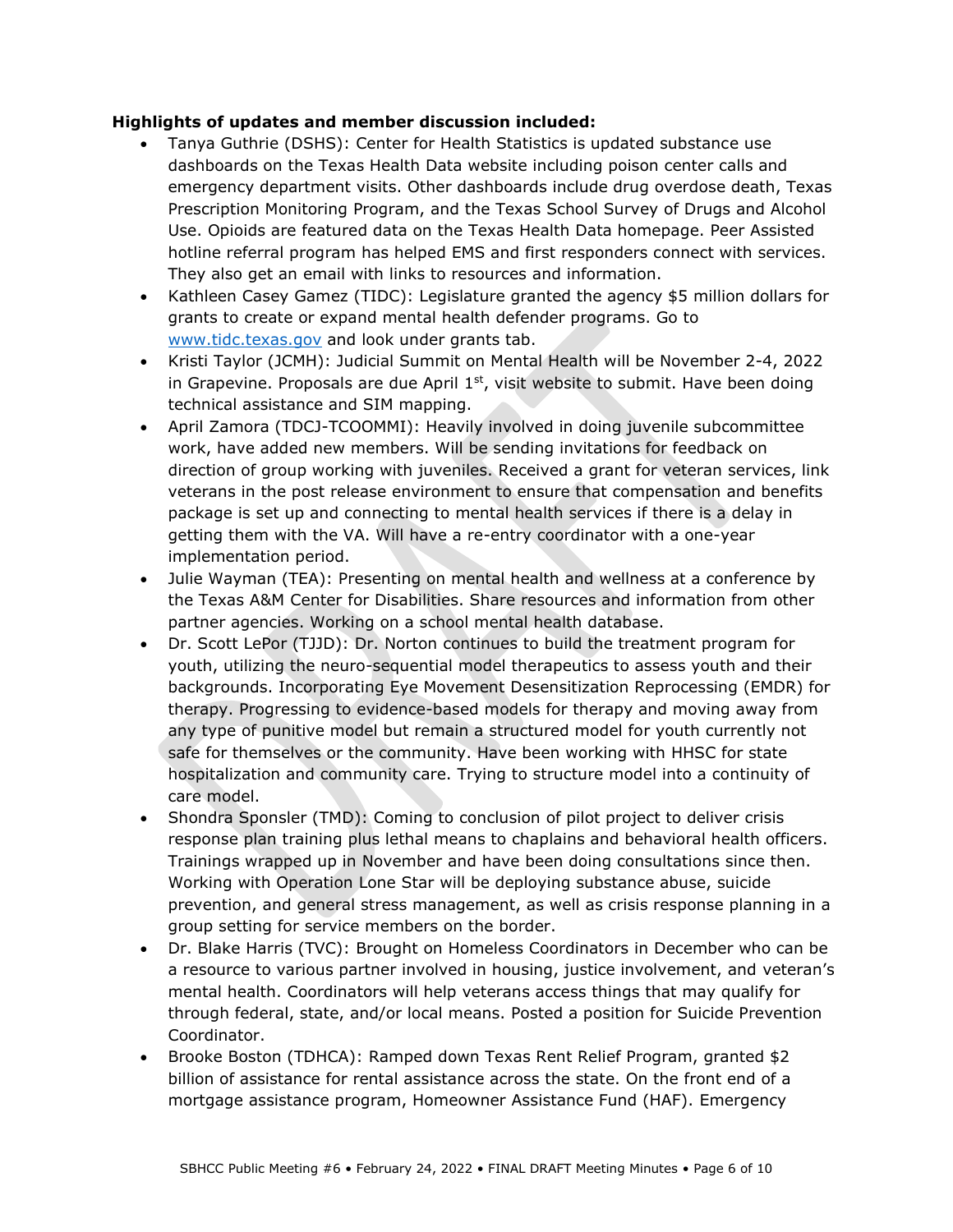**Highlights of updates and member discussion included:**

- Tanya Guthrie (DSHS): Center for Health Statistics is updated substance use dashboards on the Texas Health Data website including poison center calls and emergency department visits. Other dashboards include drug overdose death, Texas Prescription Monitoring Program, and the Texas School Survey of Drugs and Alcohol Use. Opioids are featured data on the Texas Health Data homepage. Peer Assisted hotline referral program has helped EMS and first responders connect with services. They also get an email with links to resources and information.
- Kathleen Casey Gamez (TIDC): Legislature granted the agency $5 million dollars for grants to create or expand mental health defender programs. Go to [www.tidc.texas.gov](http://www.tidc.texas.gov) and look under grants tab.
- Kristi Taylor (JCMH): Judicial Summit on Mental Health will be November 2-4, 2022 in Grapevine. Proposals are due April 1st, visit website to submit. Have been doing technical assistance and SIM mapping.
- April Zamora (TDCJ-TCOOMMI): Heavily involved in doing juvenile subcommittee work, have added new members. Will be sending invitations for feedback on direction of group working with juveniles. Received a grant for veteran services, link veterans in the post release environment to ensure that compensation and benefits package is set up and connecting to mental health services if there is a delay in getting them with the VA. Will have a re-entry coordinator with a one-year implementation period.
- Julie Wayman (TEA): Presenting on mental health and wellness at a conference by the Texas A&M Center for Disabilities. Share resources and information from other partner agencies. Working on a school mental health database.
- Dr. Scott LePor (TJJD): Dr. Norton continues to build the treatment program for youth, utilizing the neuro-sequential model therapeutics to assess youth and their backgrounds. Incorporating Eye Movement Desensitization Reprocessing (EMDR) for therapy. Progressing to evidence-based models for therapy and moving away from any type of punitive model but remain a structured model for youth currently not safe for themselves or the community. Have been working with HHSC for state hospitalization and community care. Trying to structure model into a continuity of care model.
- Shondra Sponsler (TMD): Coming to conclusion of pilot project to deliver crisis response plan training plus lethal means to chaplains and behavioral health officers. Trainings wrapped up in November and have been doing consultations since then. Working with Operation Lone Star will be deploying substance abuse, suicide prevention, and general stress management, as well as crisis response planning in a group setting for service members on the border.
- Dr. Blake Harris (TVC): Brought on Homeless Coordinators in December who can be a resource to various partner involved in housing, justice involvement, and veteran's mental health. Coordinators will help veterans access things that may qualify for through federal, state, and/or local means. Posted a position for Suicide Prevention Coordinator.
- Brooke Boston (TDHCA): Ramped down Texas Rent Relief Program, granted $2 billion of assistance for rental assistance across the state. On the front end of a mortgage assistance program, Homeowner Assistance Fund (HAF). Emergency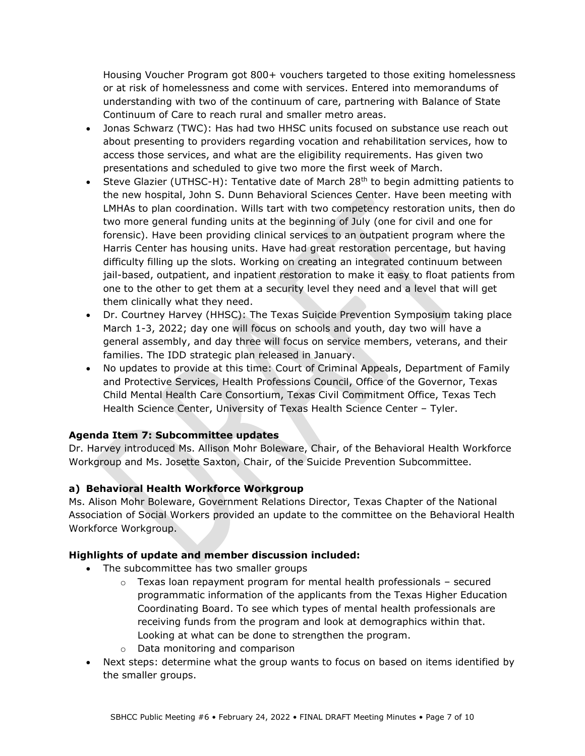Housing Voucher Program got 800+ vouchers targeted to those exiting homelessness or at risk of homelessness and come with services. Entered into memorandums of understanding with two of the continuum of care, partnering with Balance of State Continuum of Care to reach rural and smaller metro areas.

- Jonas Schwarz (TWC): Has had two HHSC units focused on substance use reach out about presenting to providers regarding vocation and rehabilitation services, how to access those services, and what are the eligibility requirements. Has given two presentations and scheduled to give two more the first week of March.
- Steve Glazier (UTHSC-H): Tentative date of March 28th to begin admitting patients to the new hospital, John S. Dunn Behavioral Sciences Center. Have been meeting with LMHAs to plan coordination. Wills tart with two competency restoration units, then do two more general funding units at the beginning of July (one for civil and one for forensic). Have been providing clinical services to an outpatient program where the Harris Center has housing units. Have had great restoration percentage, but having difficulty filling up the slots. Working on creating an integrated continuum between jail-based, outpatient, and inpatient restoration to make it easy to float patients from one to the other to get them at a security level they need and a level that will get them clinically what they need.
- Dr. Courtney Harvey (HHSC): The Texas Suicide Prevention Symposium taking place March 1-3, 2022; day one will focus on schools and youth, day two will have a general assembly, and day three will focus on service members, veterans, and their families. The IDD strategic plan released in January.
- No updates to provide at this time: Court of Criminal Appeals, Department of Family and Protective Services, Health Professions Council, Office of the Governor, Texas Child Mental Health Care Consortium, Texas Civil Commitment Office, Texas Tech Health Science Center, University of Texas Health Science Center – Tyler.

**Agenda Item 7: Subcommittee updates**

Dr. Harvey introduced Ms. Allison Mohr Boleware, Chair, of the Behavioral Health Workforce Workgroup and Ms. Josette Saxton, Chair, of the Suicide Prevention Subcommittee.

**a) Behavioral Health Workforce Workgroup**

Ms. Alison Mohr Boleware, Government Relations Director, Texas Chapter of the National Association of Social Workers provided an update to the committee on the Behavioral Health Workforce Workgroup.

**Highlights of update and member discussion included:**

- The subcommittee has two smaller groups
  - Texas loan repayment program for mental health professionals – secured programmatic information of the applicants from the Texas Higher Education Coordinating Board. To see which types of mental health professionals are receiving funds from the program and look at demographics within that. Looking at what can be done to strengthen the program.
  - Data monitoring and comparison
- Next steps: determine what the group wants to focus on based on items identified by the smaller groups.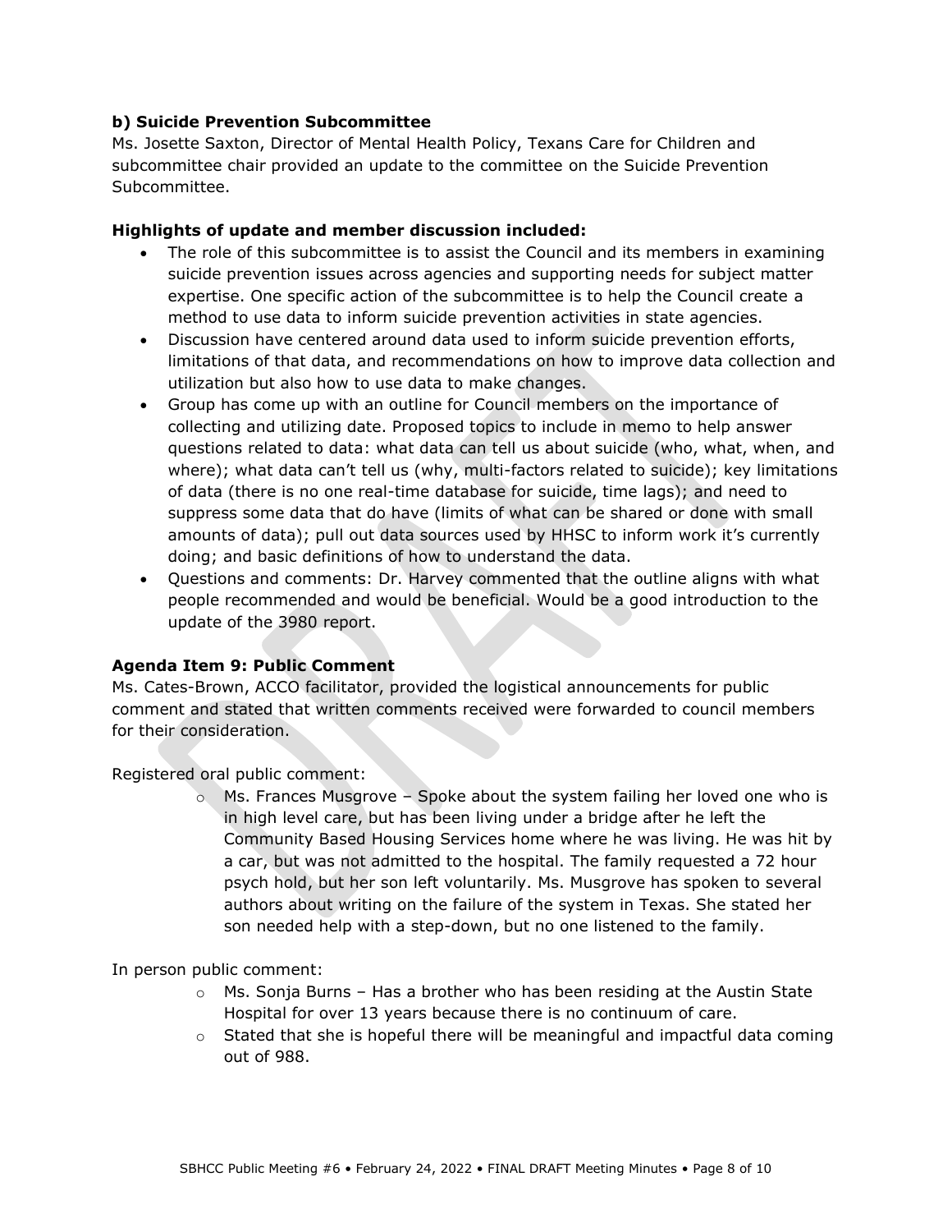### b) Suicide Prevention Subcommittee

Ms. Josette Saxton, Director of Mental Health Policy, Texans Care for Children and subcommittee chair provided an update to the committee on the Suicide Prevention Subcommittee.

#### Highlights of update and member discussion included:

- The role of this subcommittee is to assist the Council and its members in examining suicide prevention issues across agencies and supporting needs for subject matter expertise. One specific action of the subcommittee is to help the Council create a method to use data to inform suicide prevention activities in state agencies.
- Discussion have centered around data used to inform suicide prevention efforts, limitations of that data, and recommendations on how to improve data collection and utilization but also how to use data to make changes.
- Group has come up with an outline for Council members on the importance of collecting and utilizing date. Proposed topics to include in memo to help answer questions related to data: what data can tell us about suicide (who, what, when, and where); what data can't tell us (why, multi-factors related to suicide); key limitations of data (there is no one real-time database for suicide, time lags); and need to suppress some data that do have (limits of what can be shared or done with small amounts of data); pull out data sources used by HHSC to inform work it's currently doing; and basic definitions of how to understand the data.
- Questions and comments: Dr. Harvey commented that the outline aligns with what people recommended and would be beneficial. Would be a good introduction to the update of the 3980 report.

### Agenda Item 9: Public Comment

Ms. Cates-Brown, ACCO facilitator, provided the logistical announcements for public comment and stated that written comments received were forwarded to council members for their consideration.

Registered oral public comment:

- Ms. Frances Musgrove – Spoke about the system failing her loved one who is in high level care, but has been living under a bridge after he left the Community Based Housing Services home where he was living. He was hit by a car, but was not admitted to the hospital. The family requested a 72 hour psych hold, but her son left voluntarily. Ms. Musgrove has spoken to several authors about writing on the failure of the system in Texas. She stated her son needed help with a step-down, but no one listened to the family.

In person public comment:

- Ms. Sonja Burns – Has a brother who has been residing at the Austin State Hospital for over 13 years because there is no continuum of care.
- Stated that she is hopeful there will be meaningful and impactful data coming out of 988.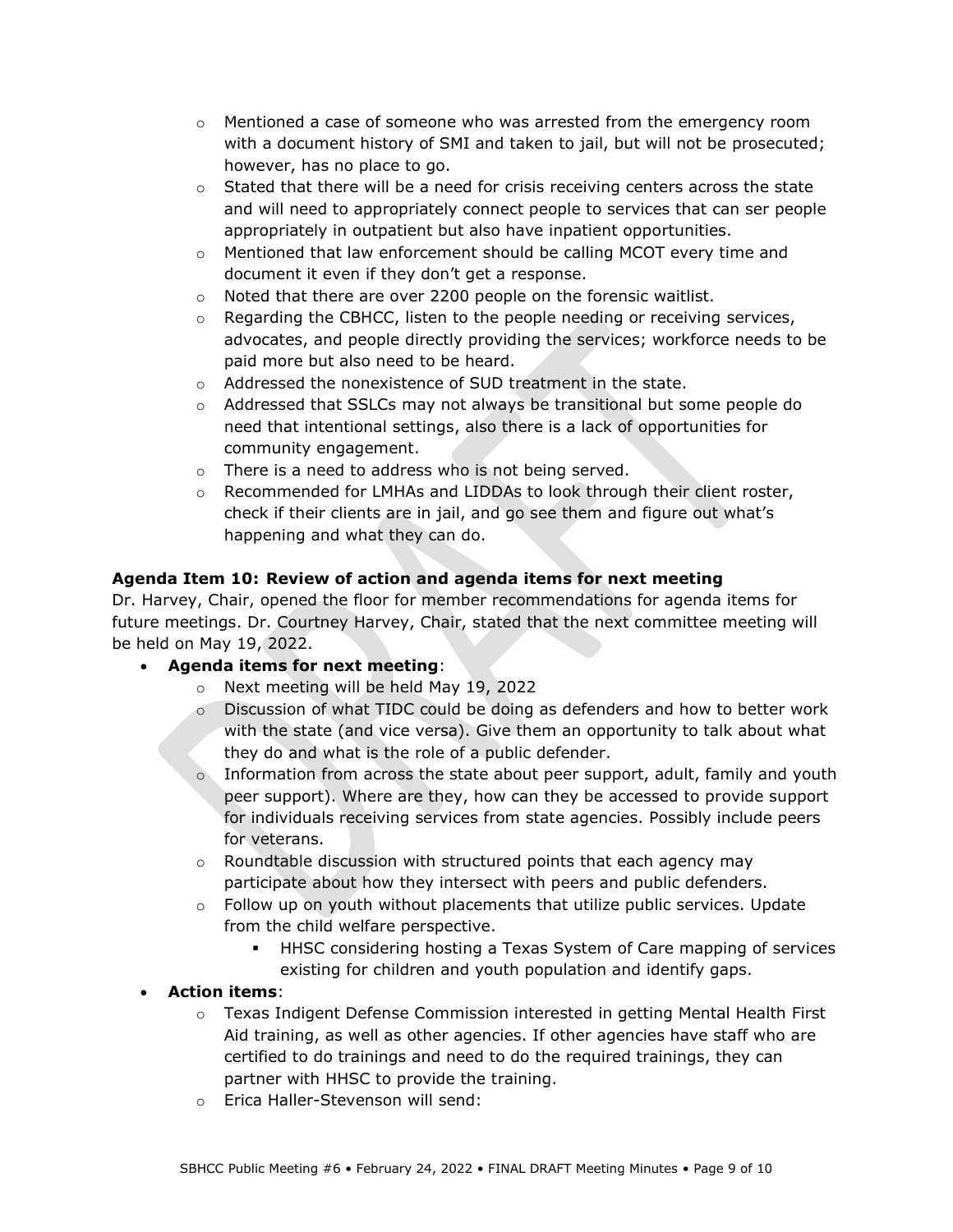- Mentioned a case of someone who was arrested from the emergency room with a document history of SMI and taken to jail, but will not be prosecuted; however, has no place to go.
  - Stated that there will be a need for crisis receiving centers across the state and will need to appropriately connect people to services that can ser people appropriately in outpatient but also have inpatient opportunities.
  - Mentioned that law enforcement should be calling MCOT every time and document it even if they don't get a response.
  - Noted that there are over 2200 people on the forensic waitlist.
  - Regarding the CBHCC, listen to the people needing or receiving services, advocates, and people directly providing the services; workforce needs to be paid more but also need to be heard.
  - Addressed the nonexistence of SUD treatment in the state.
  - Addressed that SSLCs may not always be transitional but some people do need that intentional settings, also there is a lack of opportunities for community engagement.
  - There is a need to address who is not being served.
  - Recommended for LMHAs and LIDDAs to look through their client roster, check if their clients are in jail, and go see them and figure out what's happening and what they can do.

**Agenda Item 10: Review of action and agenda items for next meeting**

Dr. Harvey, Chair, opened the floor for member recommendations for agenda items for future meetings. Dr. Courtney Harvey, Chair, stated that the next committee meeting will be held on May 19, 2022.

- **Agenda items for next meeting**:
  - Next meeting will be held May 19, 2022
  - Discussion of what TIDC could be doing as defenders and how to better work with the state (and vice versa). Give them an opportunity to talk about what they do and what is the role of a public defender.
  - Information from across the state about peer support, adult, family and youth peer support). Where are they, how can they be accessed to provide support for individuals receiving services from state agencies. Possibly include peers for veterans.
  - Roundtable discussion with structured points that each agency may participate about how they intersect with peers and public defenders.
  - Follow up on youth without placements that utilize public services. Update from the child welfare perspective.
    - HHSC considering hosting a Texas System of Care mapping of services existing for children and youth population and identify gaps.
- **Action items**:
  - Texas Indigent Defense Commission interested in getting Mental Health First Aid training, as well as other agencies. If other agencies have staff who are certified to do trainings and need to do the required trainings, they can partner with HHSC to provide the training.
  - Erica Haller-Stevenson will send: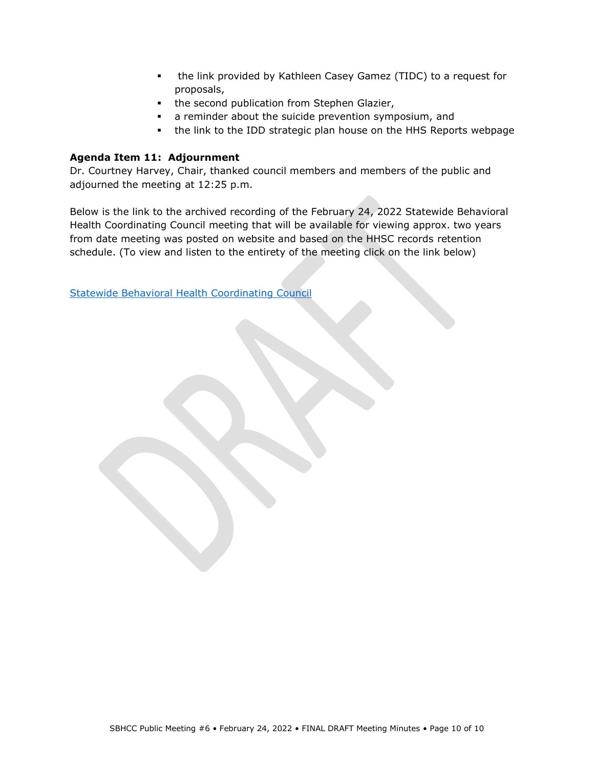- the link provided by Kathleen Casey Gamez (TIDC) to a request for proposals,
- the second publication from Stephen Glazier,
- a reminder about the suicide prevention symposium, and
- the link to the IDD strategic plan house on the HHS Reports webpage

**Agenda Item 11: Adjournment**
Dr. Courtney Harvey, Chair, thanked council members and members of the public and adjourned the meeting at 12:25 p.m.

Below is the link to the archived recording of the February 24, 2022 Statewide Behavioral Health Coordinating Council meeting that will be available for viewing approx. two years from date meeting was posted on website and based on the HHSC records retention schedule. (To view and listen to the entirety of the meeting click on the link below)

Statewide Behavioral Health Coordinating Council